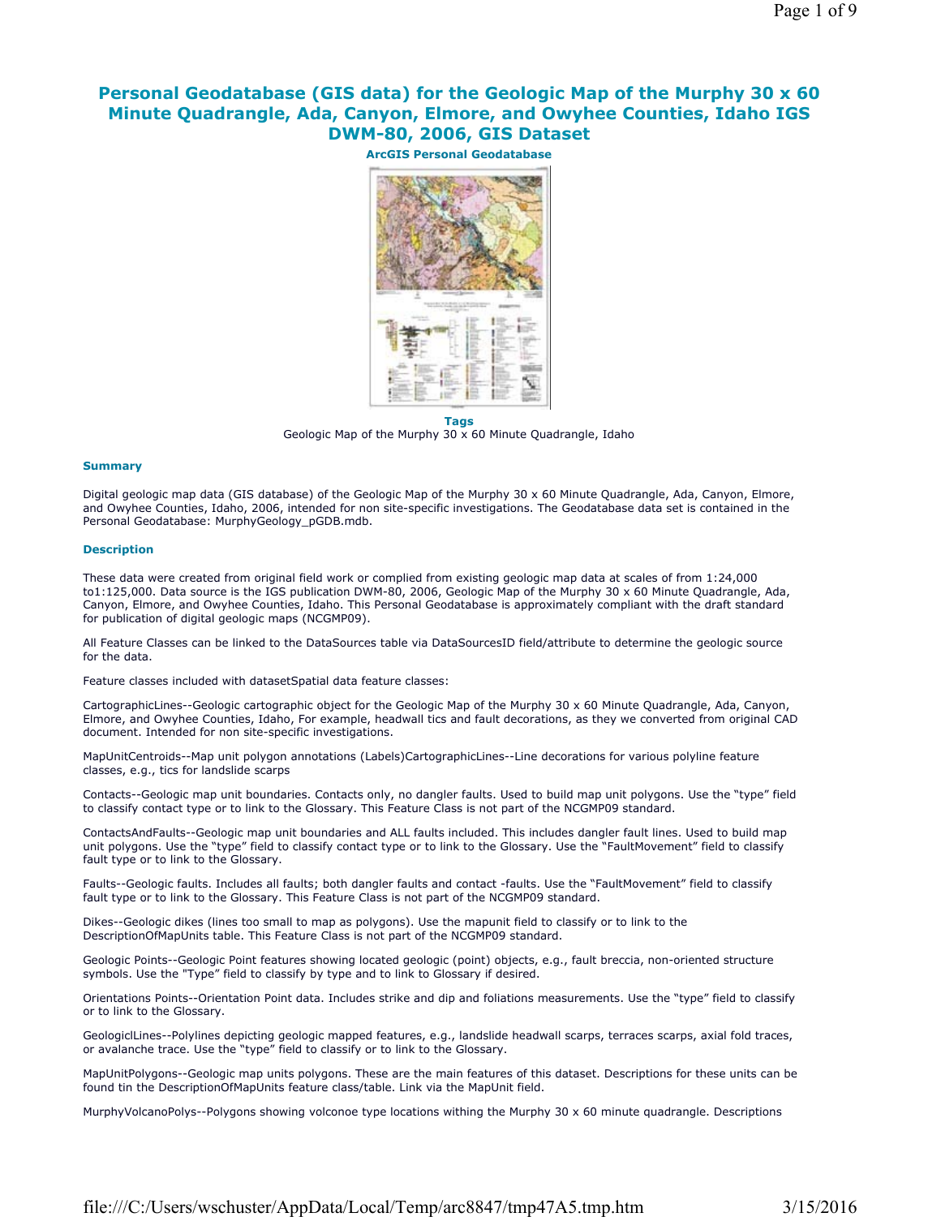# Personal Geodatabase (GIS data) for the Geologic Map of the Murphy 30 x 60 Minute Quadrangle, Ada, Canyon, Elmore, and Owyhee Counties, Idaho IGS DWM-80, 2006, GIS Dataset

**ArcGIS Personal Geodatabase**

**Tags**

Geologic Map of the Murphy 30 x 60 Minute Quadrangle, Idaho

### Summary

Digital geologic map data (GIS database) of the Geologic Map of the Murphy 30 x 60 Minute Quadrangle, Ada, Canyon, Elmore, and Owyhee Counties, Idaho, 2006, intended for non site-specific investigations. The Geodatabase data set is contained in the Personal Geodatabase: MurphyGeology_pGDB.mdb.

### Description

These data were created from original field work or complied from existing geologic map data at scales of from 1:24,000 to1:125,000. Data source is the IGS publication DWM-80, 2006, Geologic Map of the Murphy 30 x 60 Minute Quadrangle, Ada, Canyon, Elmore, and Owyhee Counties, Idaho. This Personal Geodatabase is approximately compliant with the draft standard for publication of digital geologic maps (NCGMP09).

All Feature Classes can be linked to the DataSources table via DataSourcesID field/attribute to determine the geologic source for the data.

Feature classes included with datasetSpatial data feature classes:

CartographicLines--Geologic cartographic object for the Geologic Map of the Murphy 30 x 60 Minute Quadrangle, Ada, Canyon, Elmore, and Owyhee Counties, Idaho, For example, headwall tics and fault decorations, as they we converted from original CAD document. Intended for non site-specific investigations.

MapUnitCentroids--Map unit polygon annotations (Labels)CartographicLines--Line decorations for various polyline feature classes, e.g., tics for landslide scarps

Contacts--Geologic map unit boundaries. Contacts only, no dangler faults. Used to build map unit polygons. Use the "type" field to classify contact type or to link to the Glossary. This Feature Class is not part of the NCGMP09 standard.

ContactsAndFaults--Geologic map unit boundaries and ALL faults included. This includes dangler fault lines. Used to build map unit polygons. Use the "type" field to classify contact type or to link to the Glossary. Use the "FaultMovement" field to classify fault type or to link to the Glossary.

Faults--Geologic faults. Includes all faults; both dangler faults and contact -faults. Use the "FaultMovement" field to classify fault type or to link to the Glossary. This Feature Class is not part of the NCGMP09 standard.

Dikes--Geologic dikes (lines too small to map as polygons). Use the mapunit field to classify or to link to the DescriptionOfMapUnits table. This Feature Class is not part of the NCGMP09 standard.

Geologic Points--Geologic Point features showing located geologic (point) objects, e.g., fault breccia, non-oriented structure symbols. Use the "Type" field to classify by type and to link to Glossary if desired.

Orientations Points--Orientation Point data. Includes strike and dip and foliations measurements. Use the "type" field to classify or to link to the Glossary.

GeologiclLines--Polylines depicting geologic mapped features, e.g., landslide headwall scarps, terraces scarps, axial fold traces, or avalanche trace. Use the "type" field to classify or to link to the Glossary.

MapUnitPolygons--Geologic map units polygons. These are the main features of this dataset. Descriptions for these units can be found tin the DescriptionOfMapUnits feature class/table. Link via the MapUnit field.

MurphyVolcanoPolys--Polygons showing volconoe type locations withing the Murphy 30 x 60 minute quadrangle. Descriptions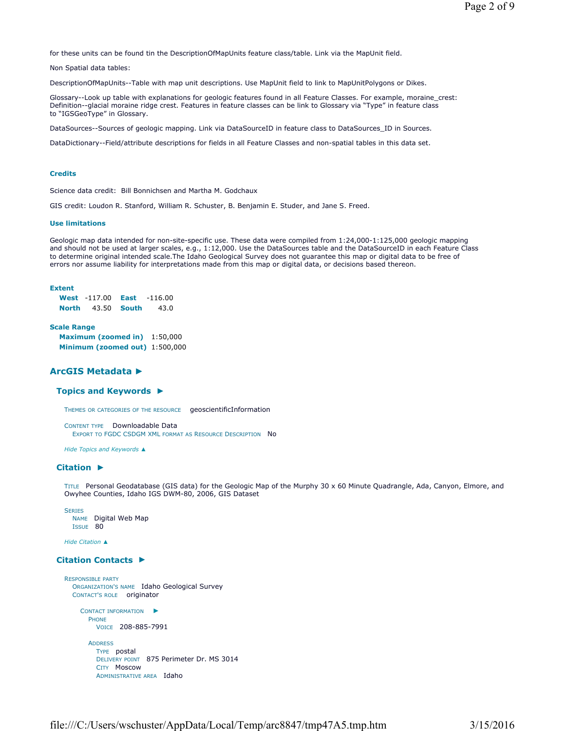for these units can be found tin the DescriptionOfMapUnits feature class/table. Link via the MapUnit field.

Non Spatial data tables:

DescriptionOfMapUnits--Table with map unit descriptions. Use MapUnit field to link to MapUnitPolygons or Dikes.

Glossary--Look up table with explanations for geologic features found in all Feature Classes. For example, moraine_crest: Definition--glacial moraine ridge crest. Features in feature classes can be link to Glossary via "Type" in feature class to "IGSGeoType" in Glossary.

DataSources--Sources of geologic mapping. Link via DataSourceID in feature class to DataSources_ID in Sources.

DataDictionary--Field/attribute descriptions for fields in all Feature Classes and non-spatial tables in this data set.

### Credits

Science data credit: Bill Bonnichsen and Martha M. Godchaux

GIS credit: Loudon R. Stanford, William R. Schuster, B. Benjamin E. Studer, and Jane S. Freed.

### Use limitations

Geologic map data intended for non-site-specific use. These data were compiled from 1:24,000-1:125,000 geologic mapping and should not be used at larger scales, e.g., 1:12,000. Use the DataSources table and the DataSourceID in each Feature Class to determine original intended scale.The Idaho Geological Survey does not guarantee this map or digital data to be free of errors nor assume liability for interpretations made from this map or digital data, or decisions based thereon.

### Extent

**West** -117.00 **East** -116.00
**North** 43.50 **South** 43.0

### Scale Range

**Maximum (zoomed in)** 1:50,000
**Minimum (zoomed out)** 1:500,000

## ArcGIS Metadata ►

### Topics and Keywords ►

THEMES OR CATEGORIES OF THE RESOURCE geoscientificInformation

CONTENT TYPE Downloadable Data
EXPORT TO FGDC CSDGM XML FORMAT AS RESOURCE DESCRIPTION No

*Hide Topics and Keywords ▲*

### Citation ►

TITLE Personal Geodatabase (GIS data) for the Geologic Map of the Murphy 30 x 60 Minute Quadrangle, Ada, Canyon, Elmore, and Owyhee Counties, Idaho IGS DWM-80, 2006, GIS Dataset

SERIES
NAME Digital Web Map
ISSUE 80

*Hide Citation ▲*

### Citation Contacts ►

RESPONSIBLE PARTY
ORGANIZATION'S NAME Idaho Geological Survey
CONTACT'S ROLE originator

CONTACT INFORMATION ►
PHONE
VOICE 208-885-7991

ADDRESS
TYPE postal
DELIVERY POINT 875 Perimeter Dr. MS 3014
CITY Moscow
ADMINISTRATIVE AREA Idaho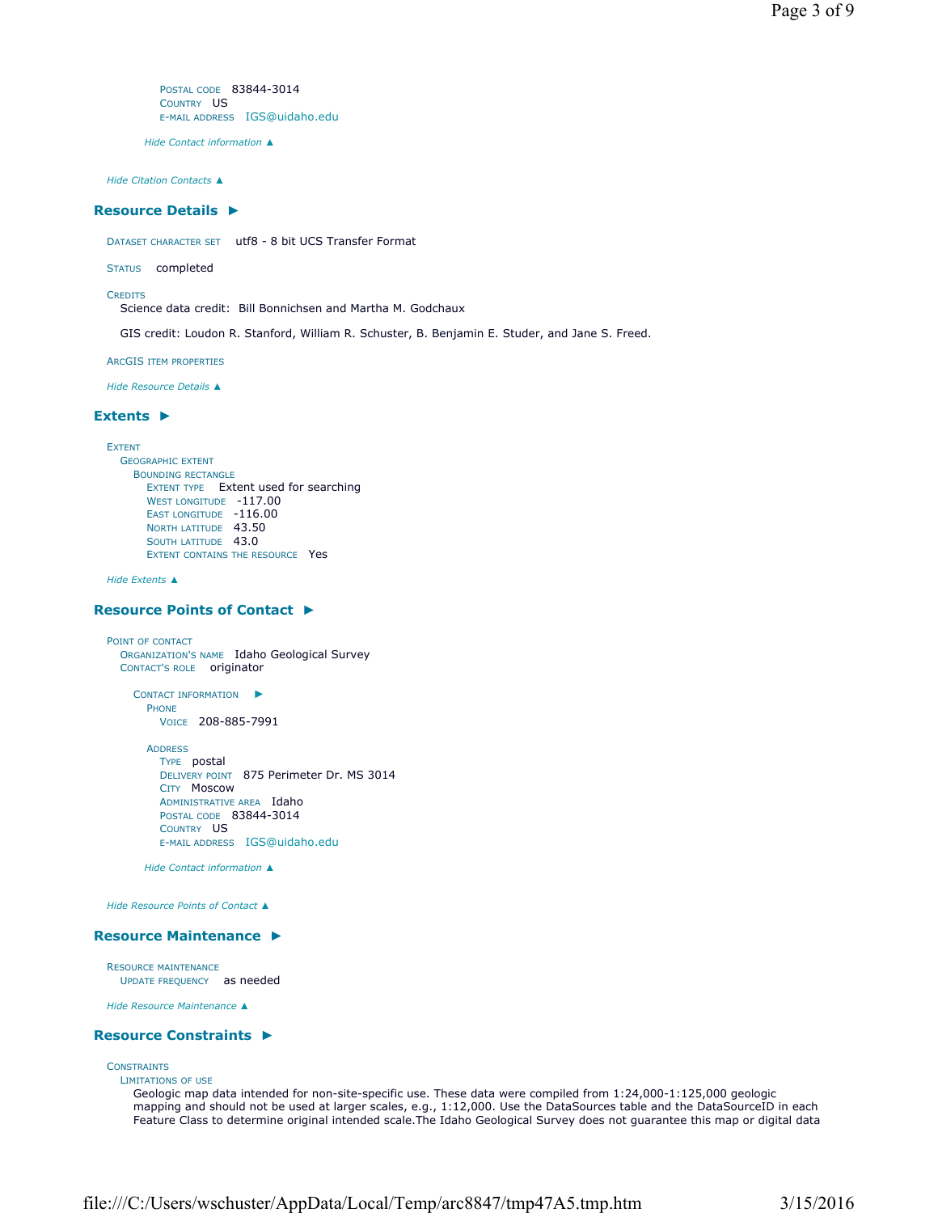POSTAL CODE 83844-3014
COUNTRY US
E-MAIL ADDRESS IGS@uidaho.edu

*Hide Contact information ▲*

*Hide Citation Contacts ▲*

## Resource Details ►

DATASET CHARACTER SET utf8 - 8 bit UCS Transfer Format

STATUS completed

CREDITS
Science data credit: Bill Bonnichsen and Martha M. Godchaux

GIS credit: Loudon R. Stanford, William R. Schuster, B. Benjamin E. Studer, and Jane S. Freed.

ARCGIS ITEM PROPERTIES

*Hide Resource Details ▲*

## Extents ►

EXTENT
GEOGRAPHIC EXTENT
BOUNDING RECTANGLE
EXTENT TYPE Extent used for searching
WEST LONGITUDE -117.00
EAST LONGITUDE -116.00
NORTH LATITUDE 43.50
SOUTH LATITUDE 43.0
EXTENT CONTAINS THE RESOURCE Yes

*Hide Extents ▲*

## Resource Points of Contact ►

POINT OF CONTACT
ORGANIZATION'S NAME Idaho Geological Survey
CONTACT'S ROLE originator

CONTACT INFORMATION ►
PHONE
VOICE 208-885-7991

ADDRESS
TYPE postal
DELIVERY POINT 875 Perimeter Dr. MS 3014
CITY Moscow
ADMINISTRATIVE AREA Idaho
POSTAL CODE 83844-3014
COUNTRY US
E-MAIL ADDRESS IGS@uidaho.edu

*Hide Contact information ▲*

*Hide Resource Points of Contact ▲*

## Resource Maintenance ►

RESOURCE MAINTENANCE
UPDATE FREQUENCY as needed

*Hide Resource Maintenance ▲*

## Resource Constraints ►

CONSTRAINTS
LIMITATIONS OF USE
Geologic map data intended for non-site-specific use. These data were compiled from 1:24,000-1:125,000 geologic mapping and should not be used at larger scales, e.g., 1:12,000. Use the DataSources table and the DataSourceID in each Feature Class to determine original intended scale.The Idaho Geological Survey does not guarantee this map or digital data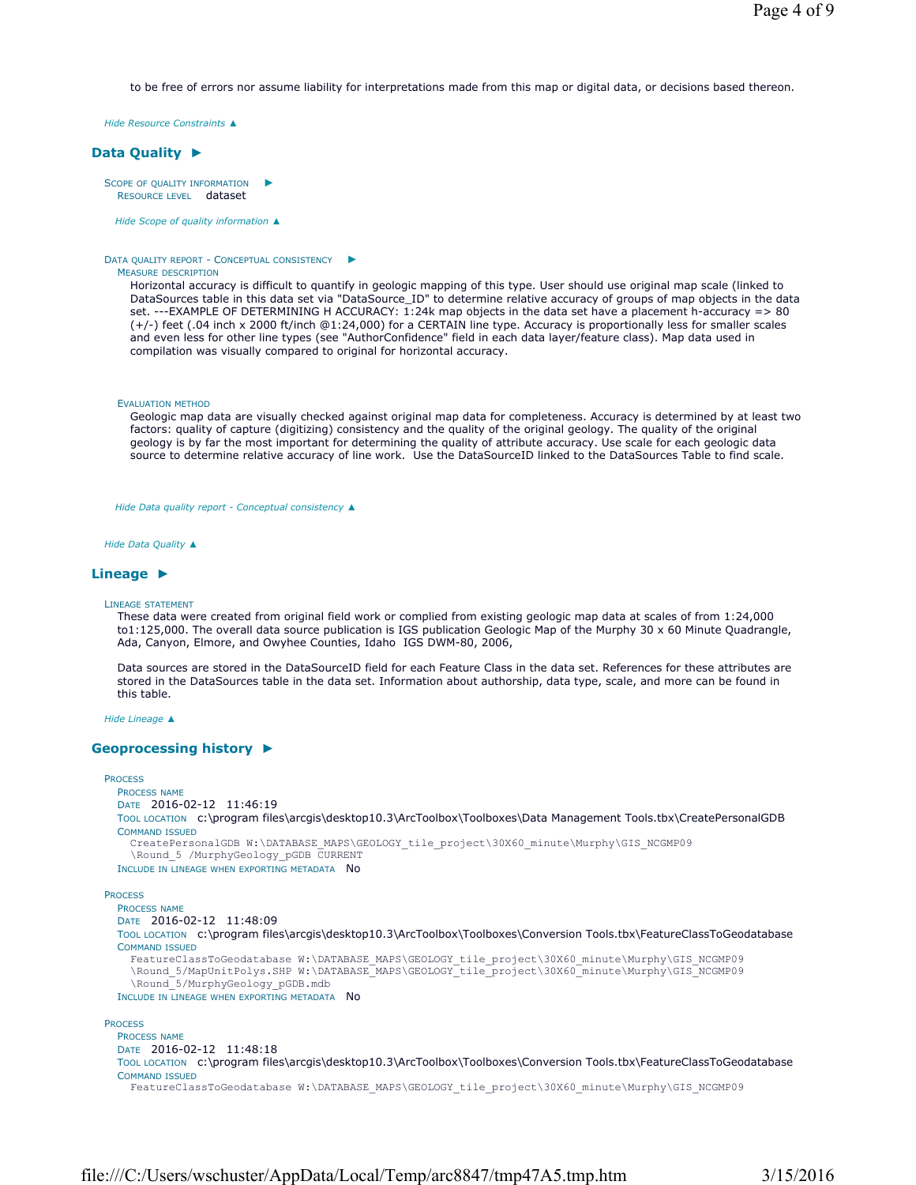to be free of errors nor assume liability for interpretations made from this map or digital data, or decisions based thereon.

*Hide Resource Constraints ▲*

## Data Quality ►

SCOPE OF QUALITY INFORMATION ►
RESOURCE LEVEL dataset

*Hide Scope of quality information ▲*

DATA QUALITY REPORT - CONCEPTUAL CONSISTENCY ►
MEASURE DESCRIPTION

Horizontal accuracy is difficult to quantify in geologic mapping of this type. User should use original map scale (linked to DataSources table in this data set via "DataSource_ID" to determine relative accuracy of groups of map objects in the data set. ---EXAMPLE OF DETERMINING H ACCURACY: 1:24k map objects in the data set have a placement h-accuracy => 80 (+/-) feet (.04 inch x 2000 ft/inch @1:24,000) for a CERTAIN line type. Accuracy is proportionally less for smaller scales and even less for other line types (see "AuthorConfidence" field in each data layer/feature class). Map data used in compilation was visually compared to original for horizontal accuracy.

EVALUATION METHOD

Geologic map data are visually checked against original map data for completeness. Accuracy is determined by at least two factors: quality of capture (digitizing) consistency and the quality of the original geology. The quality of the original geology is by far the most important for determining the quality of attribute accuracy. Use scale for each geologic data source to determine relative accuracy of line work. Use the DataSourceID linked to the DataSources Table to find scale.

*Hide Data quality report - Conceptual consistency ▲*

*Hide Data Quality ▲*

## Lineage ►

LINEAGE STATEMENT

These data were created from original field work or complied from existing geologic map data at scales of from 1:24,000 to1:125,000. The overall data source publication is IGS publication Geologic Map of the Murphy 30 x 60 Minute Quadrangle, Ada, Canyon, Elmore, and Owyhee Counties, Idaho IGS DWM-80, 2006,

Data sources are stored in the DataSourceID field for each Feature Class in the data set. References for these attributes are stored in the DataSources table in the data set. Information about authorship, data type, scale, and more can be found in this table.

*Hide Lineage ▲*

## Geoprocessing history ►

PROCESS
PROCESS NAME
DATE 2016-02-12 11:46:19
TOOL LOCATION c:\program files\arcgis\desktop10.3\ArcToolbox\Toolboxes\Data Management Tools.tbx\CreatePersonalGDB
COMMAND ISSUED

```
CreatePersonalGDB W:\DATABASE_MAPS\GEOLOGY_tile_project\30X60_minute\Murphy\GIS_NCGMP09
\Round_5 /MurphyGeology_pGDB CURRENT
```

INCLUDE IN LINEAGE WHEN EXPORTING METADATA No

PROCESS
PROCESS NAME
DATE 2016-02-12 11:48:09
TOOL LOCATION c:\program files\arcgis\desktop10.3\ArcToolbox\Toolboxes\Conversion Tools.tbx\FeatureClassToGeodatabase
COMMAND ISSUED

```
FeatureClassToGeodatabase W:\DATABASE_MAPS\GEOLOGY_tile_project\30X60_minute\Murphy\GIS_NCGMP09
\Round_5/MapUnitPolys.SHP W:\DATABASE_MAPS\GEOLOGY_tile_project\30X60_minute\Murphy\GIS_NCGMP09
\Round_5/MurphyGeology_pGDB.mdb
```

INCLUDE IN LINEAGE WHEN EXPORTING METADATA No

PROCESS
PROCESS NAME
DATE 2016-02-12 11:48:18
TOOL LOCATION c:\program files\arcgis\desktop10.3\ArcToolbox\Toolboxes\Conversion Tools.tbx\FeatureClassToGeodatabase
COMMAND ISSUED

```
FeatureClassToGeodatabase W:\DATABASE_MAPS\GEOLOGY_tile_project\30X60_minute\Murphy\GIS_NCGMP09
```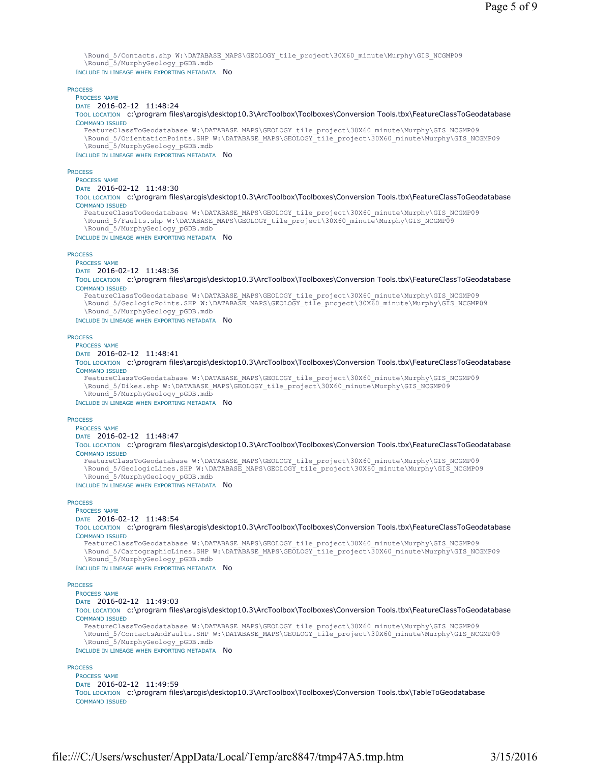\Round_5/Contacts.shp W:\DATABASE_MAPS\GEOLOGY_tile_project\30X60_minute\Murphy\GIS_NCGMP09
\Round_5/MurphyGeology_pGDB.mdb

INCLUDE IN LINEAGE WHEN EXPORTING METADATA No

PROCESS

PROCESS NAME

DATE 2016-02-12 11:48:24

TOOL LOCATION c:\program files\arcgis\desktop10.3\ArcToolbox\Toolboxes\Conversion Tools.tbx\FeatureClassToGeodatabase

COMMAND ISSUED

FeatureClassToGeodatabase W:\DATABASE_MAPS\GEOLOGY_tile_project\30X60_minute\Murphy\GIS_NCGMP09
\Round_5/OrientationPoints.SHP W:\DATABASE_MAPS\GEOLOGY_tile_project\30X60_minute\Murphy\GIS_NCGMP09
\Round_5/MurphyGeology_pGDB.mdb

INCLUDE IN LINEAGE WHEN EXPORTING METADATA No

PROCESS

PROCESS NAME

DATE 2016-02-12 11:48:30

TOOL LOCATION c:\program files\arcgis\desktop10.3\ArcToolbox\Toolboxes\Conversion Tools.tbx\FeatureClassToGeodatabase

COMMAND ISSUED

FeatureClassToGeodatabase W:\DATABASE_MAPS\GEOLOGY_tile_project\30X60_minute\Murphy\GIS_NCGMP09
\Round_5/Faults.shp W:\DATABASE_MAPS\GEOLOGY_tile_project\30X60_minute\Murphy\GIS_NCGMP09
\Round_5/MurphyGeology_pGDB.mdb

INCLUDE IN LINEAGE WHEN EXPORTING METADATA No

PROCESS

PROCESS NAME

DATE 2016-02-12 11:48:36

TOOL LOCATION c:\program files\arcgis\desktop10.3\ArcToolbox\Toolboxes\Conversion Tools.tbx\FeatureClassToGeodatabase

COMMAND ISSUED

FeatureClassToGeodatabase W:\DATABASE_MAPS\GEOLOGY_tile_project\30X60_minute\Murphy\GIS_NCGMP09
\Round_5/GeologicPoints.SHP W:\DATABASE_MAPS\GEOLOGY_tile_project\30X60_minute\Murphy\GIS_NCGMP09
\Round_5/MurphyGeology_pGDB.mdb

INCLUDE IN LINEAGE WHEN EXPORTING METADATA No

PROCESS

PROCESS NAME

DATE 2016-02-12 11:48:41

TOOL LOCATION c:\program files\arcgis\desktop10.3\ArcToolbox\Toolboxes\Conversion Tools.tbx\FeatureClassToGeodatabase

COMMAND ISSUED

FeatureClassToGeodatabase W:\DATABASE_MAPS\GEOLOGY_tile_project\30X60_minute\Murphy\GIS_NCGMP09
\Round_5/Dikes.shp W:\DATABASE_MAPS\GEOLOGY_tile_project\30X60_minute\Murphy\GIS_NCGMP09
\Round_5/MurphyGeology_pGDB.mdb

INCLUDE IN LINEAGE WHEN EXPORTING METADATA No

PROCESS

PROCESS NAME

DATE 2016-02-12 11:48:47

TOOL LOCATION c:\program files\arcgis\desktop10.3\ArcToolbox\Toolboxes\Conversion Tools.tbx\FeatureClassToGeodatabase

COMMAND ISSUED

FeatureClassToGeodatabase W:\DATABASE_MAPS\GEOLOGY_tile_project\30X60_minute\Murphy\GIS_NCGMP09
\Round_5/GeologicLines.SHP W:\DATABASE_MAPS\GEOLOGY_tile_project\30X60_minute\Murphy\GIS_NCGMP09
\Round_5/MurphyGeology_pGDB.mdb

INCLUDE IN LINEAGE WHEN EXPORTING METADATA No

PROCESS

PROCESS NAME

DATE 2016-02-12 11:48:54

TOOL LOCATION c:\program files\arcgis\desktop10.3\ArcToolbox\Toolboxes\Conversion Tools.tbx\FeatureClassToGeodatabase

COMMAND ISSUED

FeatureClassToGeodatabase W:\DATABASE_MAPS\GEOLOGY_tile_project\30X60_minute\Murphy\GIS_NCGMP09
\Round_5/CartographicLines.SHP W:\DATABASE_MAPS\GEOLOGY_tile_project\30X60_minute\Murphy\GIS_NCGMP09
\Round_5/MurphyGeology_pGDB.mdb

INCLUDE IN LINEAGE WHEN EXPORTING METADATA No

PROCESS

PROCESS NAME

DATE 2016-02-12 11:49:03

TOOL LOCATION c:\program files\arcgis\desktop10.3\ArcToolbox\Toolboxes\Conversion Tools.tbx\FeatureClassToGeodatabase

COMMAND ISSUED

FeatureClassToGeodatabase W:\DATABASE_MAPS\GEOLOGY_tile_project\30X60_minute\Murphy\GIS_NCGMP09
\Round_5/ContactsAndFaults.SHP W:\DATABASE_MAPS\GEOLOGY_tile_project\30X60_minute\Murphy\GIS_NCGMP09
\Round_5/MurphyGeology_pGDB.mdb

INCLUDE IN LINEAGE WHEN EXPORTING METADATA No

PROCESS

PROCESS NAME

DATE 2016-02-12 11:49:59

TOOL LOCATION c:\program files\arcgis\desktop10.3\ArcToolbox\Toolboxes\Conversion Tools.tbx\TableToGeodatabase

COMMAND ISSUED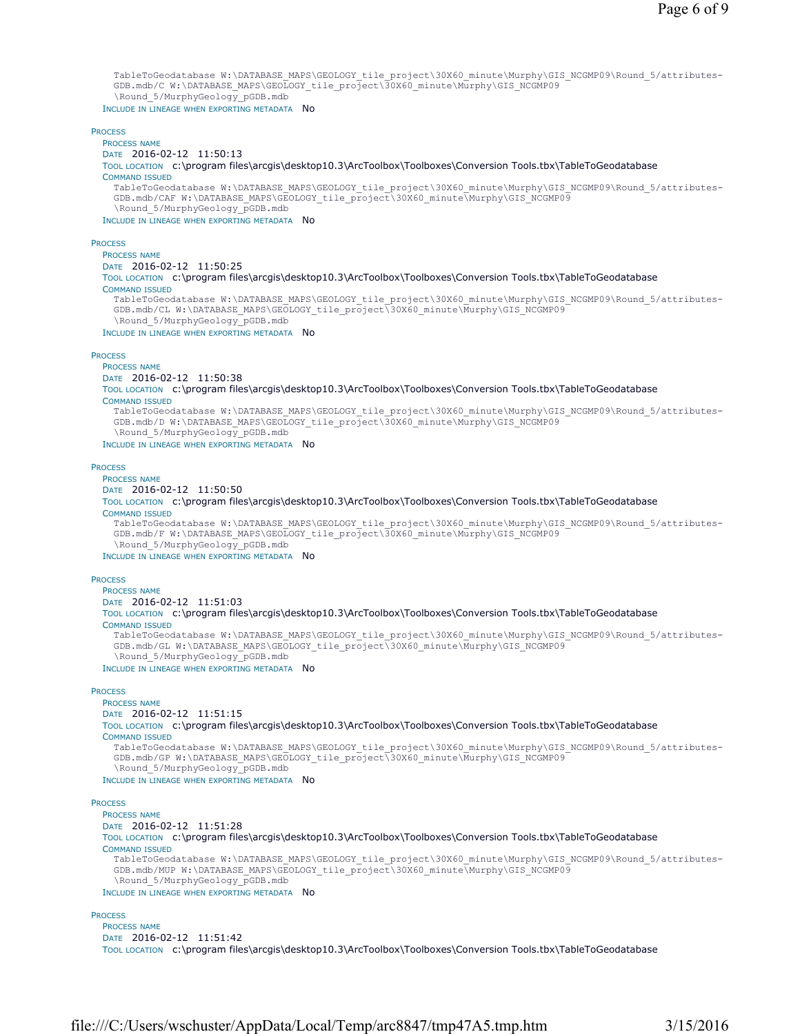```
TableToGeodatabase W:\DATABASE_MAPS\GEOLOGY_tile_project\30X60_minute\Murphy\GIS_NCGMP09\Round_5/attributes-
GDB.mdb/C W:\DATABASE_MAPS\GEOLOGY_tile_project\30X60_minute\Murphy\GIS_NCGMP09
\Round_5/MurphyGeology_pGDB.mdb
```

INCLUDE IN LINEAGE WHEN EXPORTING METADATA No

PROCESS

PROCESS NAME

DATE 2016-02-12 11:50:13

TOOL LOCATION c:\program files\arcgis\desktop10.3\ArcToolbox\Toolboxes\Conversion Tools.tbx\TableToGeodatabase

COMMAND ISSUED

```
TableToGeodatabase W:\DATABASE_MAPS\GEOLOGY_tile_project\30X60_minute\Murphy\GIS_NCGMP09\Round_5/attributes-
GDB.mdb/CAF W:\DATABASE_MAPS\GEOLOGY_tile_project\30X60_minute\Murphy\GIS_NCGMP09
\Round_5/MurphyGeology_pGDB.mdb
```

INCLUDE IN LINEAGE WHEN EXPORTING METADATA No

PROCESS

PROCESS NAME

DATE 2016-02-12 11:50:25

TOOL LOCATION c:\program files\arcgis\desktop10.3\ArcToolbox\Toolboxes\Conversion Tools.tbx\TableToGeodatabase

COMMAND ISSUED

```
TableToGeodatabase W:\DATABASE_MAPS\GEOLOGY_tile_project\30X60_minute\Murphy\GIS_NCGMP09\Round_5/attributes-
GDB.mdb/CL W:\DATABASE_MAPS\GEOLOGY_tile_project\30X60_minute\Murphy\GIS_NCGMP09
\Round_5/MurphyGeology_pGDB.mdb
```

INCLUDE IN LINEAGE WHEN EXPORTING METADATA No

PROCESS

PROCESS NAME

DATE 2016-02-12 11:50:38

TOOL LOCATION c:\program files\arcgis\desktop10.3\ArcToolbox\Toolboxes\Conversion Tools.tbx\TableToGeodatabase

COMMAND ISSUED

```
TableToGeodatabase W:\DATABASE_MAPS\GEOLOGY_tile_project\30X60_minute\Murphy\GIS_NCGMP09\Round_5/attributes-
GDB.mdb/D W:\DATABASE_MAPS\GEOLOGY_tile_project\30X60_minute\Murphy\GIS_NCGMP09
\Round_5/MurphyGeology_pGDB.mdb
```

INCLUDE IN LINEAGE WHEN EXPORTING METADATA No

PROCESS

PROCESS NAME

DATE 2016-02-12 11:50:50

TOOL LOCATION c:\program files\arcgis\desktop10.3\ArcToolbox\Toolboxes\Conversion Tools.tbx\TableToGeodatabase

COMMAND ISSUED

```
TableToGeodatabase W:\DATABASE_MAPS\GEOLOGY_tile_project\30X60_minute\Murphy\GIS_NCGMP09\Round_5/attributes-
GDB.mdb/F W:\DATABASE_MAPS\GEOLOGY_tile_project\30X60_minute\Murphy\GIS_NCGMP09
\Round_5/MurphyGeology_pGDB.mdb
```

INCLUDE IN LINEAGE WHEN EXPORTING METADATA No

PROCESS

PROCESS NAME

DATE 2016-02-12 11:51:03

TOOL LOCATION c:\program files\arcgis\desktop10.3\ArcToolbox\Toolboxes\Conversion Tools.tbx\TableToGeodatabase

COMMAND ISSUED

```
TableToGeodatabase W:\DATABASE_MAPS\GEOLOGY_tile_project\30X60_minute\Murphy\GIS_NCGMP09\Round_5/attributes-
GDB.mdb/GL W:\DATABASE_MAPS\GEOLOGY_tile_project\30X60_minute\Murphy\GIS_NCGMP09
\Round_5/MurphyGeology_pGDB.mdb
```

INCLUDE IN LINEAGE WHEN EXPORTING METADATA No

PROCESS

PROCESS NAME

DATE 2016-02-12 11:51:15

TOOL LOCATION c:\program files\arcgis\desktop10.3\ArcToolbox\Toolboxes\Conversion Tools.tbx\TableToGeodatabase

COMMAND ISSUED

```
TableToGeodatabase W:\DATABASE_MAPS\GEOLOGY_tile_project\30X60_minute\Murphy\GIS_NCGMP09\Round_5/attributes-
GDB.mdb/GP W:\DATABASE_MAPS\GEOLOGY_tile_project\30X60_minute\Murphy\GIS_NCGMP09
\Round_5/MurphyGeology_pGDB.mdb
```

INCLUDE IN LINEAGE WHEN EXPORTING METADATA No

PROCESS

PROCESS NAME

DATE 2016-02-12 11:51:28

TOOL LOCATION c:\program files\arcgis\desktop10.3\ArcToolbox\Toolboxes\Conversion Tools.tbx\TableToGeodatabase

COMMAND ISSUED

```
TableToGeodatabase W:\DATABASE_MAPS\GEOLOGY_tile_project\30X60_minute\Murphy\GIS_NCGMP09\Round_5/attributes-
GDB.mdb/MUP W:\DATABASE_MAPS\GEOLOGY_tile_project\30X60_minute\Murphy\GIS_NCGMP09
\Round_5/MurphyGeology_pGDB.mdb
```

INCLUDE IN LINEAGE WHEN EXPORTING METADATA No

PROCESS

PROCESS NAME

DATE 2016-02-12 11:51:42

TOOL LOCATION c:\program files\arcgis\desktop10.3\ArcToolbox\Toolboxes\Conversion Tools.tbx\TableToGeodatabase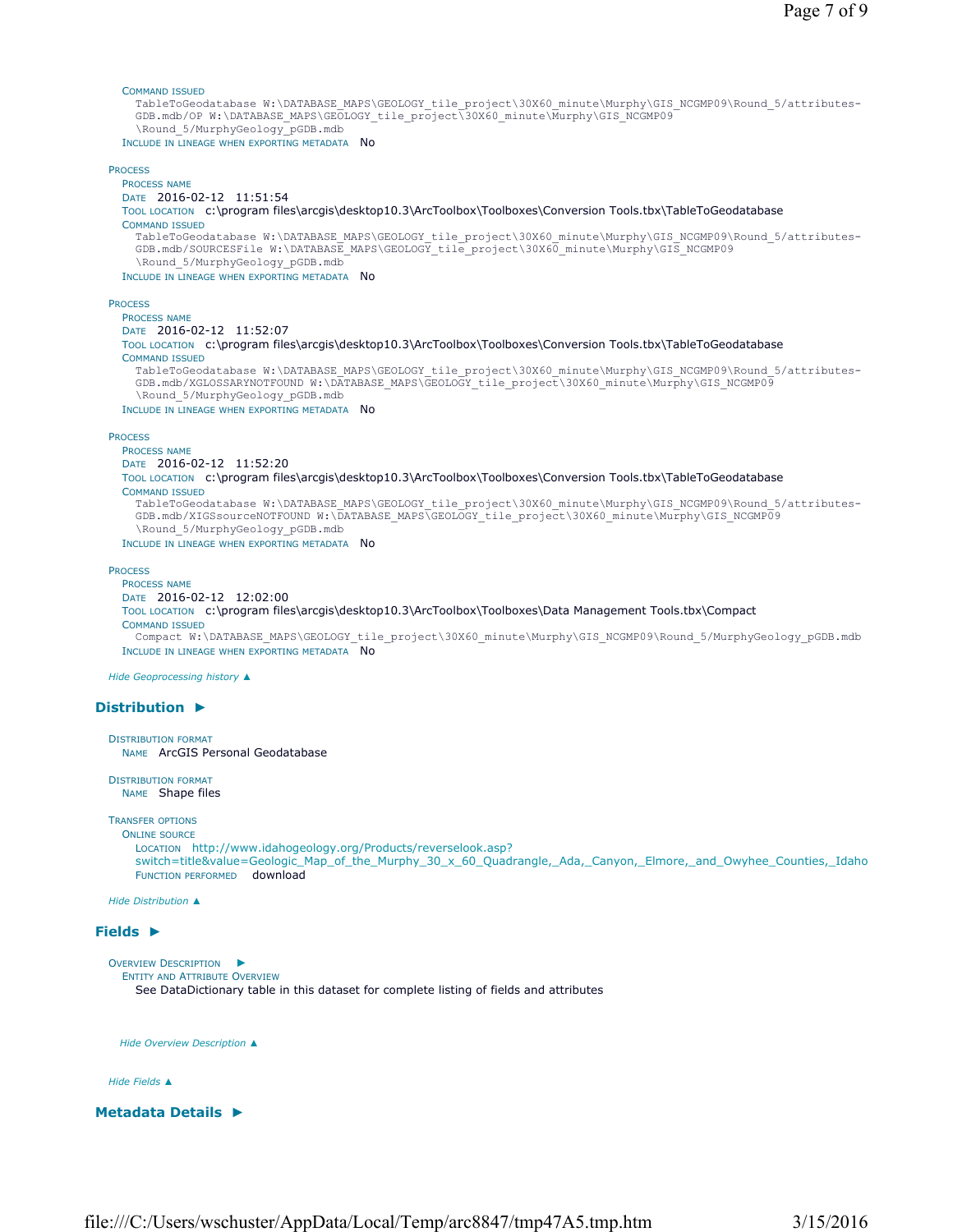Command issued
TableToGeodatabase W:\DATABASE_MAPS\GEOLOGY_tile_project\30X60_minute\Murphy\GIS_NCGMP09\Round_5/attributes-GDB.mdb/OP W:\DATABASE_MAPS\GEOLOGY_tile_project\30X60_minute\Murphy\GIS_NCGMP09\Round_5/MurphyGeology_pGDB.mdb

Include in lineage when exporting metadata No

Process
Process name
Date 2016-02-12 11:51:54
Tool location c:\program files\arcgis\desktop10.3\ArcToolbox\Toolboxes\Conversion Tools.tbx\TableToGeodatabase
Command issued
TableToGeodatabase W:\DATABASE_MAPS\GEOLOGY_tile_project\30X60_minute\Murphy\GIS_NCGMP09\Round_5/attributes-GDB.mdb/SOURCESFile W:\DATABASE_MAPS\GEOLOGY_tile_project\30X60_minute\Murphy\GIS_NCGMP09\Round_5/MurphyGeology_pGDB.mdb
Include in lineage when exporting metadata No

Process
Process name
Date 2016-02-12 11:52:07
Tool location c:\program files\arcgis\desktop10.3\ArcToolbox\Toolboxes\Conversion Tools.tbx\TableToGeodatabase
Command issued
TableToGeodatabase W:\DATABASE_MAPS\GEOLOGY_tile_project\30X60_minute\Murphy\GIS_NCGMP09\Round_5/attributes-GDB.mdb/XGLOSSARYNOTFOUND W:\DATABASE_MAPS\GEOLOGY_tile_project\30X60_minute\Murphy\GIS_NCGMP09\Round_5/MurphyGeology_pGDB.mdb
Include in lineage when exporting metadata No

Process
Process name
Date 2016-02-12 11:52:20
Tool location c:\program files\arcgis\desktop10.3\ArcToolbox\Toolboxes\Conversion Tools.tbx\TableToGeodatabase
Command issued
TableToGeodatabase W:\DATABASE_MAPS\GEOLOGY_tile_project\30X60_minute\Murphy\GIS_NCGMP09\Round_5/attributes-GDB.mdb/XIGSsourceNOTFOUND W:\DATABASE_MAPS\GEOLOGY_tile_project\30X60_minute\Murphy\GIS_NCGMP09\Round_5/MurphyGeology_pGDB.mdb
Include in lineage when exporting metadata No

Process
Process name
Date 2016-02-12 12:02:00
Tool location c:\program files\arcgis\desktop10.3\ArcToolbox\Toolboxes\Data Management Tools.tbx\Compact
Command issued
Compact W:\DATABASE_MAPS\GEOLOGY_tile_project\30X60_minute\Murphy\GIS_NCGMP09\Round_5/MurphyGeology_pGDB.mdb
Include in lineage when exporting metadata No

*Hide Geoprocessing history ▲*

## Distribution ►

Distribution format
Name ArcGIS Personal Geodatabase

Distribution format
Name Shape files

Transfer options
Online source
Location http://www.idahogeology.org/Products/reverselook.asp?switch=title&value=Geologic_Map_of_the_Murphy_30_x_60_Quadrangle,_Ada,_Canyon,_Elmore,_and_Owyhee_Counties,_Idaho
Function performed download

*Hide Distribution ▲*

## Fields ►

Overview Description ►
Entity and Attribute Overview
See DataDictionary table in this dataset for complete listing of fields and attributes

*Hide Overview Description ▲*

*Hide Fields ▲*

## Metadata Details ►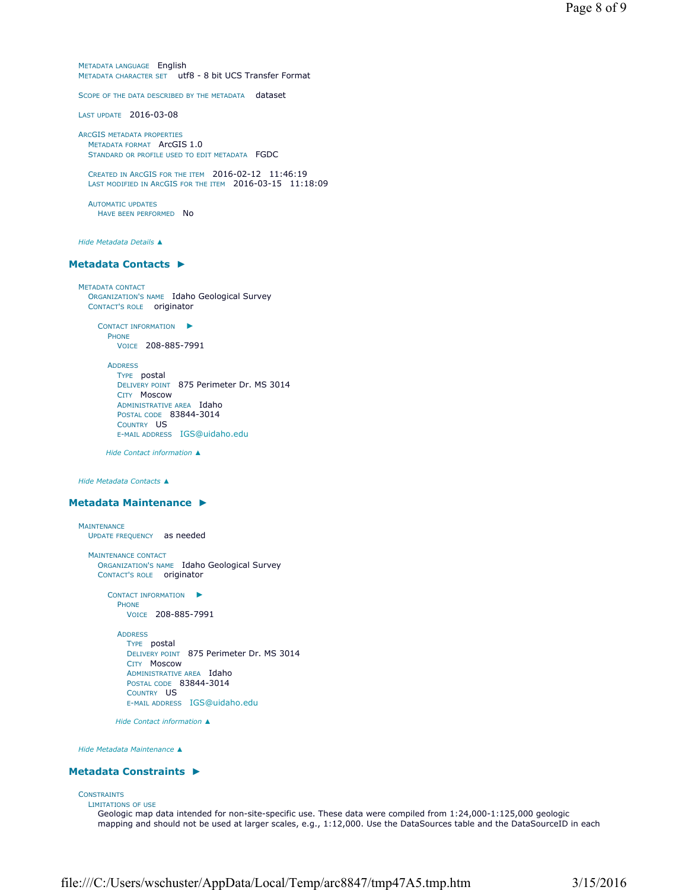METADATA LANGUAGE English
METADATA CHARACTER SET utf8 - 8 bit UCS Transfer Format

SCOPE OF THE DATA DESCRIBED BY THE METADATA dataset

LAST UPDATE 2016-03-08

ARCGIS METADATA PROPERTIES
METADATA FORMAT ArcGIS 1.0
STANDARD OR PROFILE USED TO EDIT METADATA FGDC

CREATED IN ARCGIS FOR THE ITEM 2016-02-12 11:46:19
LAST MODIFIED IN ARCGIS FOR THE ITEM 2016-03-15 11:18:09

AUTOMATIC UPDATES
HAVE BEEN PERFORMED No

*Hide Metadata Details ▲*

## Metadata Contacts ►

METADATA CONTACT
ORGANIZATION'S NAME Idaho Geological Survey
CONTACT'S ROLE originator

CONTACT INFORMATION ►
PHONE
VOICE 208-885-7991

ADDRESS
TYPE postal
DELIVERY POINT 875 Perimeter Dr. MS 3014
CITY Moscow
ADMINISTRATIVE AREA Idaho
POSTAL CODE 83844-3014
COUNTRY US
E-MAIL ADDRESS IGS@uidaho.edu

*Hide Contact information ▲*

*Hide Metadata Contacts ▲*

## Metadata Maintenance ►

MAINTENANCE
UPDATE FREQUENCY as needed

MAINTENANCE CONTACT
ORGANIZATION'S NAME Idaho Geological Survey
CONTACT'S ROLE originator

CONTACT INFORMATION ►
PHONE
VOICE 208-885-7991

ADDRESS
TYPE postal
DELIVERY POINT 875 Perimeter Dr. MS 3014
CITY Moscow
ADMINISTRATIVE AREA Idaho
POSTAL CODE 83844-3014
COUNTRY US
E-MAIL ADDRESS IGS@uidaho.edu

*Hide Contact information ▲*

*Hide Metadata Maintenance ▲*

## Metadata Constraints ►

CONSTRAINTS
LIMITATIONS OF USE
Geologic map data intended for non-site-specific use. These data were compiled from 1:24,000-1:125,000 geologic mapping and should not be used at larger scales, e.g., 1:12,000. Use the DataSources table and the DataSourceID in each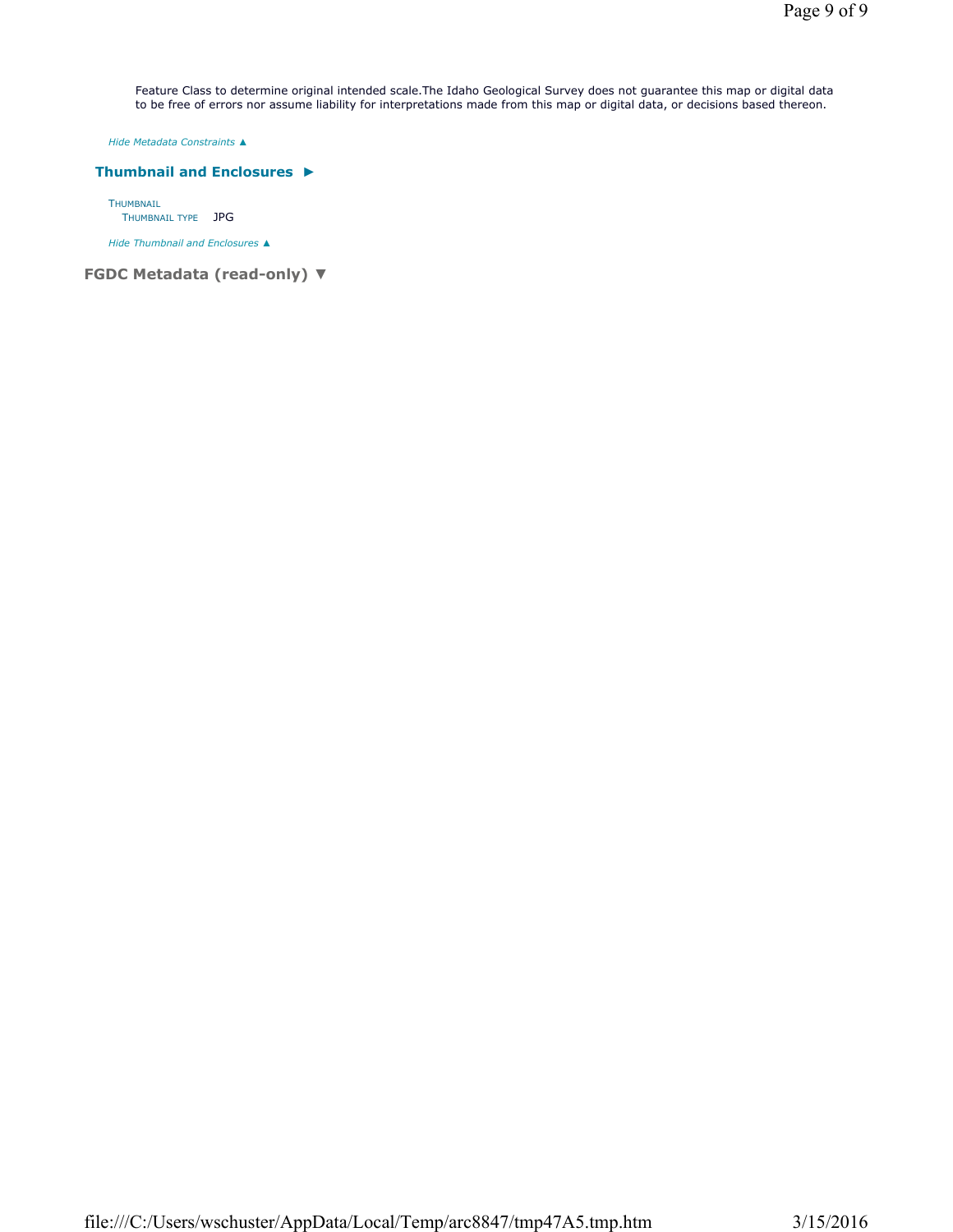Feature Class to determine original intended scale.The Idaho Geological Survey does not guarantee this map or digital data to be free of errors nor assume liability for interpretations made from this map or digital data, or decisions based thereon.

*Hide Metadata Constraints ▲*

### Thumbnail and Enclosures ►

THUMBNAIL
THUMBNAIL TYPE JPG

*Hide Thumbnail and Enclosures ▲*

## FGDC Metadata (read-only) ▼